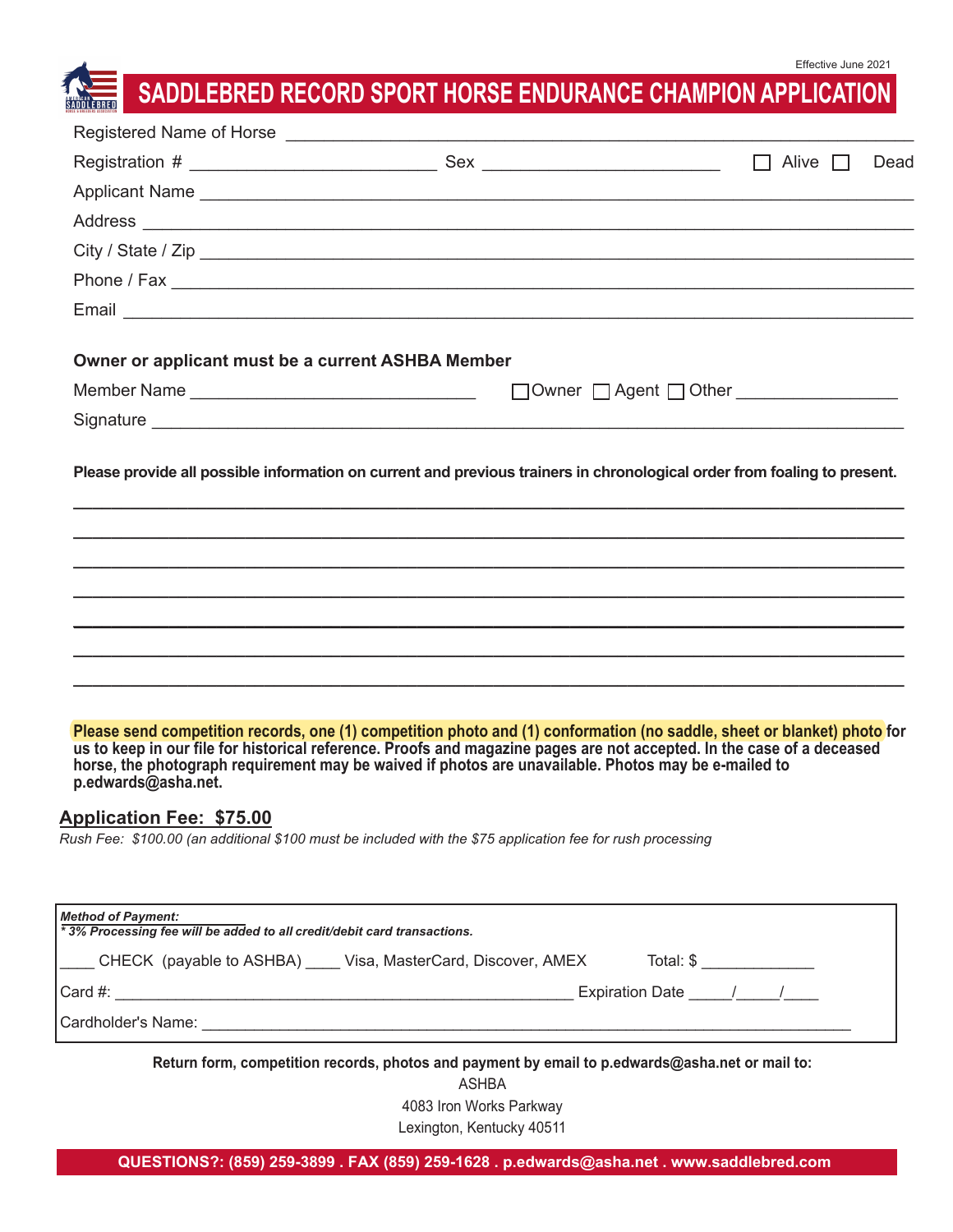Effective June 2021

# SADDLEBRED RECORD SPORT HORSE ENDURANCE CHAMPION APPLICATION

Registered Name of Horse ___________________________________________________________________

Registration # ________________________ Sex ________________________ ☐ Alive ☐ Dead

Applicant Name ___________________________________________________________________

Address ___________________________________________________________________

City / State / Zip ___________________________________________________________________

Phone / Fax ___________________________________________________________________

Email ___________________________________________________________________

**Owner or applicant must be a current ASHBA Member**

Member Name _____________________________ ☐Owner ☐ Agent ☐ Other _______________

Signature ___________________________________________________________________

**Please provide all possible information on current and previous trainers in chronological order from foaling to present.**

___________________________________________________________________

___________________________________________________________________

___________________________________________________________________

___________________________________________________________________

___________________________________________________________________

___________________________________________________________________

___________________________________________________________________

**Please send competition records, one (1) competition photo and (1) conformation (no saddle, sheet or blanket) photo for us to keep in our file for historical reference. Proofs and magazine pages are not accepted. In the case of a deceased horse, the photograph requirement may be waived if photos are unavailable. Photos may be e-mailed to p.edwards@asha.net.**

## Application Fee: $75.00

*Rush Fee: $100.00 (an additional $100 must be included with the $75 application fee for rush processing*

***Method of Payment:***
***\* 3% Processing fee will be added to all credit/debit card transactions.***

____ CHECK (payable to ASHBA) ____ Visa, MasterCard, Discover, AMEX Total: $ ____________

Card #: ______________________________________________ Expiration Date _____/_____/____

Cardholder's Name: ___________________________________________________________________

**Return form, competition records, photos and payment by email to p.edwards@asha.net or mail to:**

ASHBA
4083 Iron Works Parkway
Lexington, Kentucky 40511

**QUESTIONS?: (859) 259-3899 . FAX (859) 259-1628 . p.edwards@asha.net . www.saddlebred.com**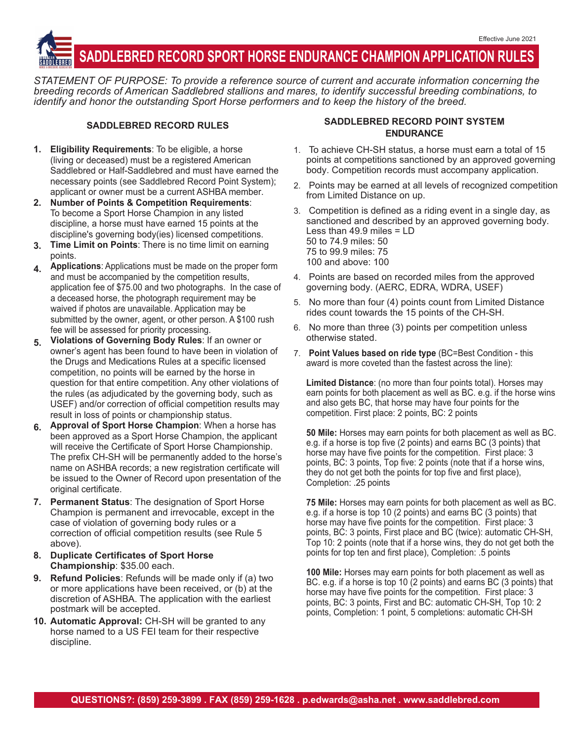Effective June 2021

# SADDLEBRED RECORD SPORT HORSE ENDURANCE CHAMPION APPLICATION RULES

*STATEMENT OF PURPOSE: To provide a reference source of current and accurate information concerning the breeding records of American Saddlebred stallions and mares, to identify successful breeding combinations, to identify and honor the outstanding Sport Horse performers and to keep the history of the breed.*

## SADDLEBRED RECORD RULES

1. **Eligibility Requirements**: To be eligible, a horse (living or deceased) must be a registered American Saddlebred or Half-Saddlebred and must have earned the necessary points (see Saddlebred Record Point System); applicant or owner must be a current ASHBA member.
2. **Number of Points & Competition Requirements**: To become a Sport Horse Champion in any listed discipline, a horse must have earned 15 points at the discipline's governing body(ies) licensed competitions.
3. **Time Limit on Points**: There is no time limit on earning points.
4. **Applications**: Applications must be made on the proper form and must be accompanied by the competition results, application fee of $75.00 and two photographs. In the case of a deceased horse, the photograph requirement may be waived if photos are unavailable. Application may be submitted by the owner, agent, or other person. A $100 rush fee will be assessed for priority processing.
5. **Violations of Governing Body Rules**: If an owner or owner's agent has been found to have been in violation of the Drugs and Medications Rules at a specific licensed competition, no points will be earned by the horse in question for that entire competition. Any other violations of the rules (as adjudicated by the governing body, such as USEF) and/or correction of official competition results may result in loss of points or championship status.
6. **Approval of Sport Horse Champion**: When a horse has been approved as a Sport Horse Champion, the applicant will receive the Certificate of Sport Horse Championship. The prefix CH-SH will be permanently added to the horse's name on ASHBA records; a new registration certificate will be issued to the Owner of Record upon presentation of the original certificate.
7. **Permanent Status**: The designation of Sport Horse Champion is permanent and irrevocable, except in the case of violation of governing body rules or a correction of official competition results (see Rule 5 above).
8. **Duplicate Certificates of Sport Horse Championship**: $35.00 each.
9. **Refund Policies**: Refunds will be made only if (a) two or more applications have been received, or (b) at the discretion of ASHBA. The application with the earliest postmark will be accepted.
10. **Automatic Approval:** CH-SH will be granted to any horse named to a US FEI team for their respective discipline.

## SADDLEBRED RECORD POINT SYSTEM ENDURANCE

1. To achieve CH-SH status, a horse must earn a total of 15 points at competitions sanctioned by an approved governing body. Competition records must accompany application.
2. Points may be earned at all levels of recognized competition from Limited Distance on up.
3. Competition is defined as a riding event in a single day, as sanctioned and described by an approved governing body.
   Less than 49.9 miles = LD
   50 to 74.9 miles: 50
   75 to 99.9 miles: 75
   100 and above: 100
4. Points are based on recorded miles from the approved governing body. (AERC, EDRA, WDRA, USEF)
5. No more than four (4) points count from Limited Distance rides count towards the 15 points of the CH-SH.
6. No more than three (3) points per competition unless otherwise stated.
7. **Point Values based on ride type** (BC=Best Condition - this award is more coveted than the fastest across the line):

   **Limited Distance**: (no more than four points total). Horses may earn points for both placement as well as BC. e.g. if the horse wins and also gets BC, that horse may have four points for the competition. First place: 2 points, BC: 2 points

   **50 Mile:** Horses may earn points for both placement as well as BC. e.g. if a horse is top five (2 points) and earns BC (3 points) that horse may have five points for the competition. First place: 3 points, BC: 3 points, Top five: 2 points (note that if a horse wins, they do not get both the points for top five and first place), Completion: .25 points

   **75 Mile:** Horses may earn points for both placement as well as BC. e.g. if a horse is top 10 (2 points) and earns BC (3 points) that horse may have five points for the competition. First place: 3 points, BC: 3 points, First place and BC (twice): automatic CH-SH, Top 10: 2 points (note that if a horse wins, they do not get both the points for top ten and first place), Completion: .5 points

   **100 Mile:** Horses may earn points for both placement as well as BC. e.g. if a horse is top 10 (2 points) and earns BC (3 points) that horse may have five points for the competition. First place: 3 points, BC: 3 points, First and BC: automatic CH-SH, Top 10: 2 points, Completion: 1 point, 5 completions: automatic CH-SH

**QUESTIONS?: (859) 259-3899 . FAX (859) 259-1628 . p.edwards@asha.net . www.saddlebred.com**